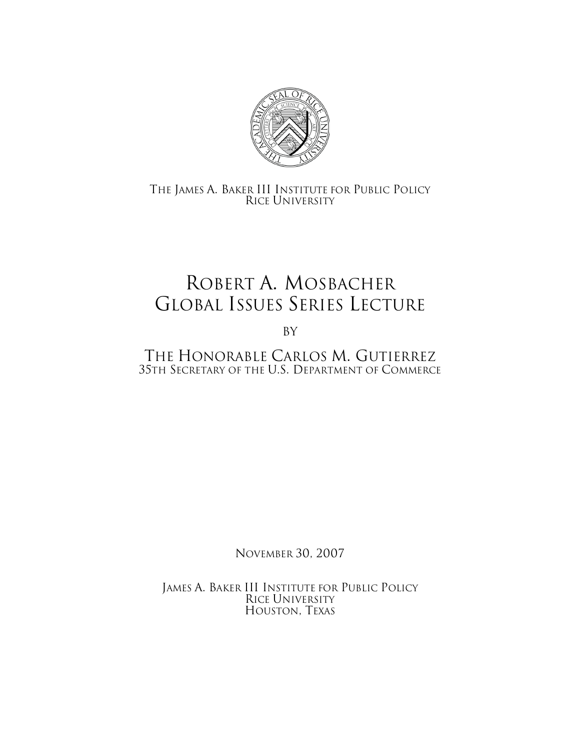THE JAMES A. BAKER III INSTITUTE FOR PUBLIC POLICY
RICE UNIVERSITY

# ROBERT A. MOSBACHER GLOBAL ISSUES SERIES LECTURE

BY

## THE HONORABLE CARLOS M. GUTIERREZ

35TH SECRETARY OF THE U.S. DEPARTMENT OF COMMERCE

NOVEMBER 30, 2007

JAMES A. BAKER III INSTITUTE FOR PUBLIC POLICY
RICE UNIVERSITY
HOUSTON, TEXAS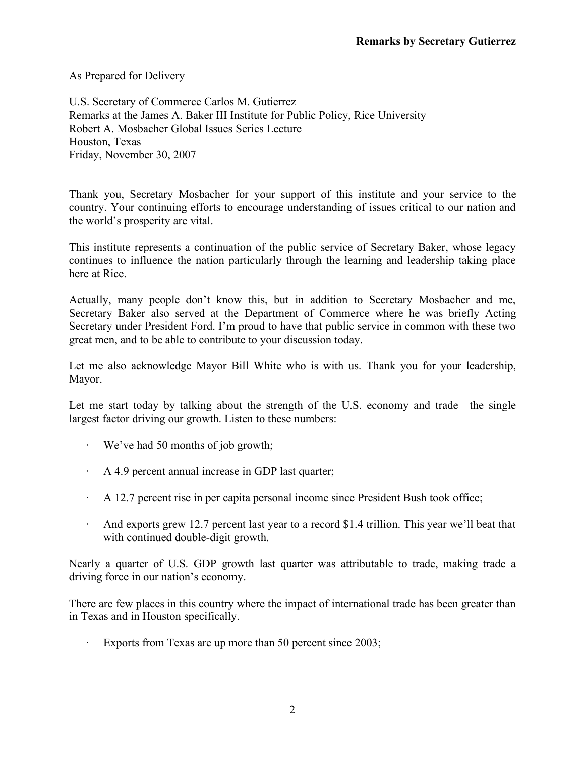As Prepared for Delivery

U.S. Secretary of Commerce Carlos M. Gutierrez
Remarks at the James A. Baker III Institute for Public Policy, Rice University
Robert A. Mosbacher Global Issues Series Lecture
Houston, Texas
Friday, November 30, 2007

Thank you, Secretary Mosbacher for your support of this institute and your service to the country. Your continuing efforts to encourage understanding of issues critical to our nation and the world's prosperity are vital.

This institute represents a continuation of the public service of Secretary Baker, whose legacy continues to influence the nation particularly through the learning and leadership taking place here at Rice.

Actually, many people don't know this, but in addition to Secretary Mosbacher and me, Secretary Baker also served at the Department of Commerce where he was briefly Acting Secretary under President Ford. I'm proud to have that public service in common with these two great men, and to be able to contribute to your discussion today.

Let me also acknowledge Mayor Bill White who is with us. Thank you for your leadership, Mayor.

Let me start today by talking about the strength of the U.S. economy and trade—the single largest factor driving our growth. Listen to these numbers:

- We've had 50 months of job growth;
- A 4.9 percent annual increase in GDP last quarter;
- A 12.7 percent rise in per capita personal income since President Bush took office;
- And exports grew 12.7 percent last year to a record $1.4 trillion. This year we'll beat that with continued double-digit growth.

Nearly a quarter of U.S. GDP growth last quarter was attributable to trade, making trade a driving force in our nation's economy.

There are few places in this country where the impact of international trade has been greater than in Texas and in Houston specifically.

- Exports from Texas are up more than 50 percent since 2003;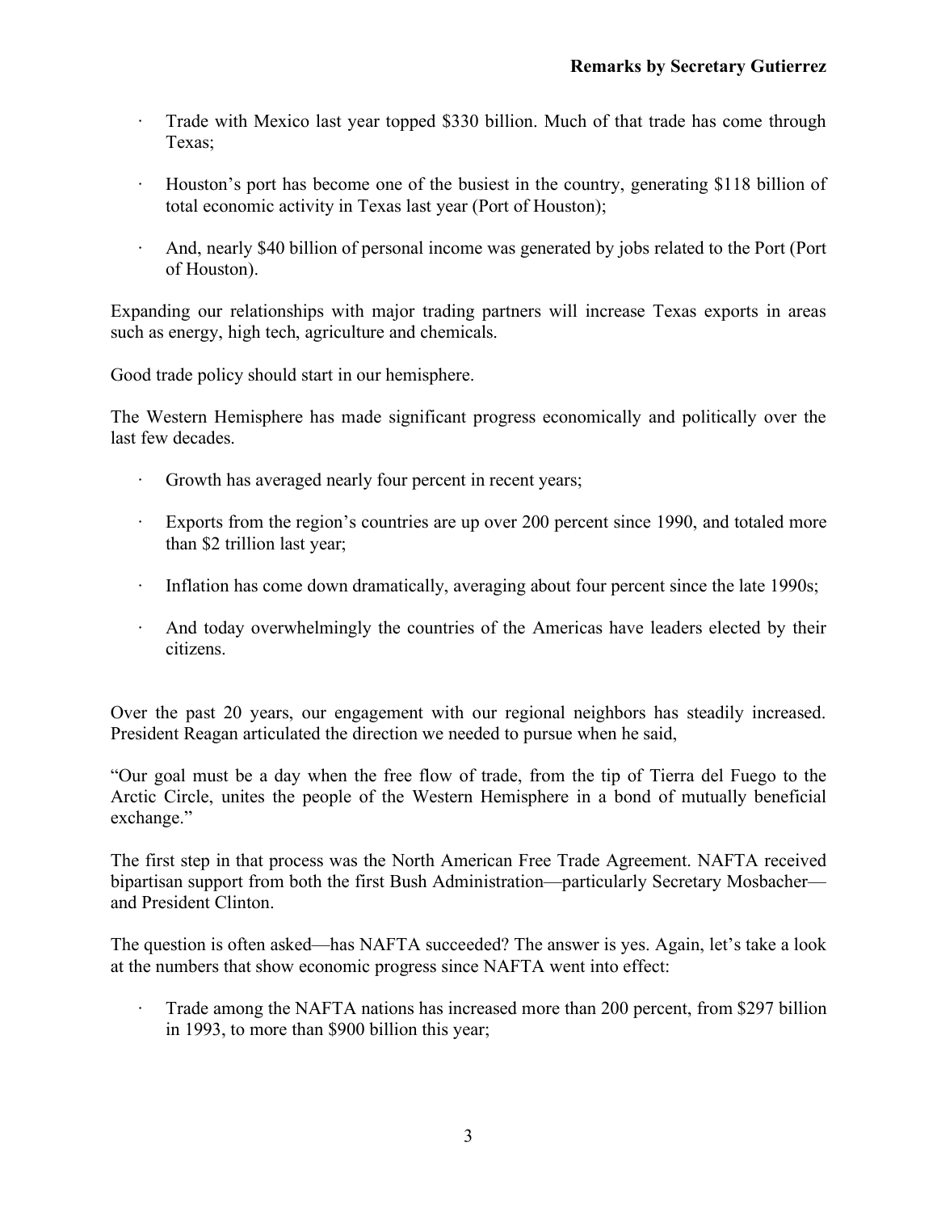- Trade with Mexico last year topped \$330 billion. Much of that trade has come through Texas;
- Houston's port has become one of the busiest in the country, generating \$118 billion of total economic activity in Texas last year (Port of Houston);
- And, nearly \$40 billion of personal income was generated by jobs related to the Port (Port of Houston).

Expanding our relationships with major trading partners will increase Texas exports in areas such as energy, high tech, agriculture and chemicals.

Good trade policy should start in our hemisphere.

The Western Hemisphere has made significant progress economically and politically over the last few decades.

- Growth has averaged nearly four percent in recent years;
- Exports from the region's countries are up over 200 percent since 1990, and totaled more than \$2 trillion last year;
- Inflation has come down dramatically, averaging about four percent since the late 1990s;
- And today overwhelmingly the countries of the Americas have leaders elected by their citizens.

Over the past 20 years, our engagement with our regional neighbors has steadily increased. President Reagan articulated the direction we needed to pursue when he said,

"Our goal must be a day when the free flow of trade, from the tip of Tierra del Fuego to the Arctic Circle, unites the people of the Western Hemisphere in a bond of mutually beneficial exchange."

The first step in that process was the North American Free Trade Agreement. NAFTA received bipartisan support from both the first Bush Administration—particularly Secretary Mosbacher—and President Clinton.

The question is often asked—has NAFTA succeeded? The answer is yes. Again, let's take a look at the numbers that show economic progress since NAFTA went into effect:

- Trade among the NAFTA nations has increased more than 200 percent, from \$297 billion in 1993, to more than \$900 billion this year;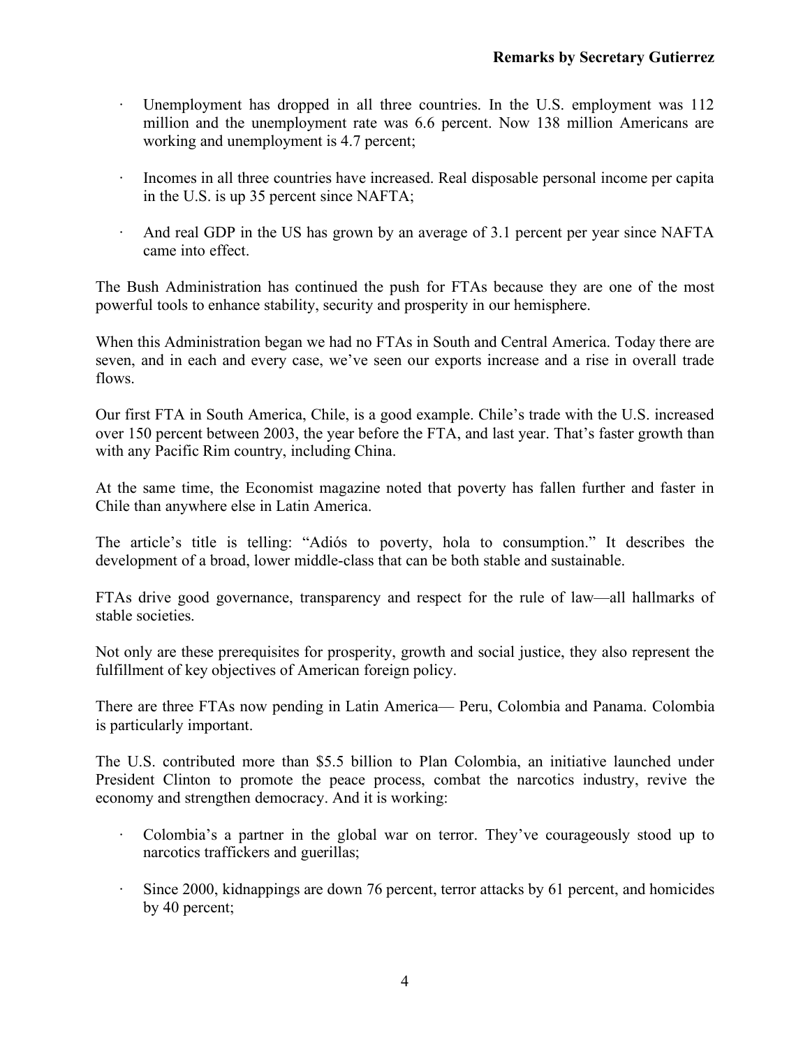- Unemployment has dropped in all three countries. In the U.S. employment was 112 million and the unemployment rate was 6.6 percent. Now 138 million Americans are working and unemployment is 4.7 percent;

- Incomes in all three countries have increased. Real disposable personal income per capita in the U.S. is up 35 percent since NAFTA;

- And real GDP in the US has grown by an average of 3.1 percent per year since NAFTA came into effect.

The Bush Administration has continued the push for FTAs because they are one of the most powerful tools to enhance stability, security and prosperity in our hemisphere.

When this Administration began we had no FTAs in South and Central America. Today there are seven, and in each and every case, we've seen our exports increase and a rise in overall trade flows.

Our first FTA in South America, Chile, is a good example. Chile's trade with the U.S. increased over 150 percent between 2003, the year before the FTA, and last year. That's faster growth than with any Pacific Rim country, including China.

At the same time, the Economist magazine noted that poverty has fallen further and faster in Chile than anywhere else in Latin America.

The article's title is telling: "Adiós to poverty, hola to consumption." It describes the development of a broad, lower middle-class that can be both stable and sustainable.

FTAs drive good governance, transparency and respect for the rule of law—all hallmarks of stable societies.

Not only are these prerequisites for prosperity, growth and social justice, they also represent the fulfillment of key objectives of American foreign policy.

There are three FTAs now pending in Latin America— Peru, Colombia and Panama. Colombia is particularly important.

The U.S. contributed more than $5.5 billion to Plan Colombia, an initiative launched under President Clinton to promote the peace process, combat the narcotics industry, revive the economy and strengthen democracy. And it is working:

- Colombia's a partner in the global war on terror. They've courageously stood up to narcotics traffickers and guerillas;

- Since 2000, kidnappings are down 76 percent, terror attacks by 61 percent, and homicides by 40 percent;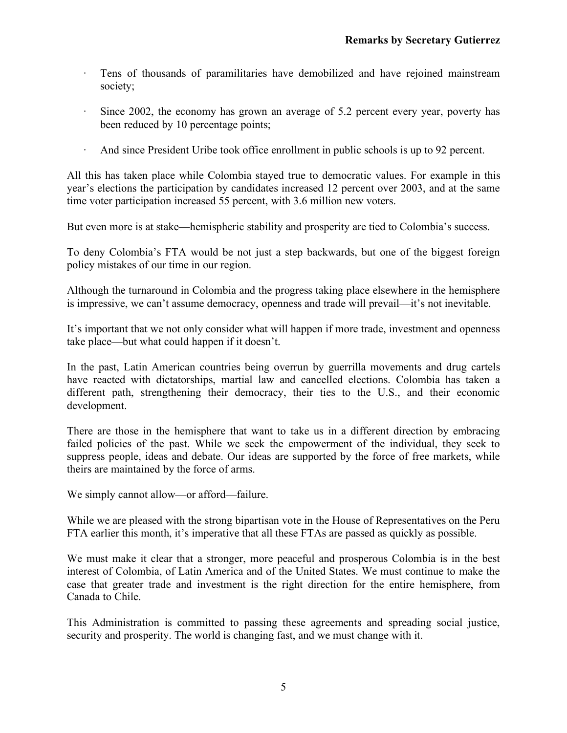- Tens of thousands of paramilitaries have demobilized and have rejoined mainstream society;
- Since 2002, the economy has grown an average of 5.2 percent every year, poverty has been reduced by 10 percentage points;
- And since President Uribe took office enrollment in public schools is up to 92 percent.

All this has taken place while Colombia stayed true to democratic values. For example in this year's elections the participation by candidates increased 12 percent over 2003, and at the same time voter participation increased 55 percent, with 3.6 million new voters.

But even more is at stake—hemispheric stability and prosperity are tied to Colombia's success.

To deny Colombia's FTA would be not just a step backwards, but one of the biggest foreign policy mistakes of our time in our region.

Although the turnaround in Colombia and the progress taking place elsewhere in the hemisphere is impressive, we can't assume democracy, openness and trade will prevail—it's not inevitable.

It's important that we not only consider what will happen if more trade, investment and openness take place—but what could happen if it doesn't.

In the past, Latin American countries being overrun by guerrilla movements and drug cartels have reacted with dictatorships, martial law and cancelled elections. Colombia has taken a different path, strengthening their democracy, their ties to the U.S., and their economic development.

There are those in the hemisphere that want to take us in a different direction by embracing failed policies of the past. While we seek the empowerment of the individual, they seek to suppress people, ideas and debate. Our ideas are supported by the force of free markets, while theirs are maintained by the force of arms.

We simply cannot allow—or afford—failure.

While we are pleased with the strong bipartisan vote in the House of Representatives on the Peru FTA earlier this month, it's imperative that all these FTAs are passed as quickly as possible.

We must make it clear that a stronger, more peaceful and prosperous Colombia is in the best interest of Colombia, of Latin America and of the United States. We must continue to make the case that greater trade and investment is the right direction for the entire hemisphere, from Canada to Chile.

This Administration is committed to passing these agreements and spreading social justice, security and prosperity. The world is changing fast, and we must change with it.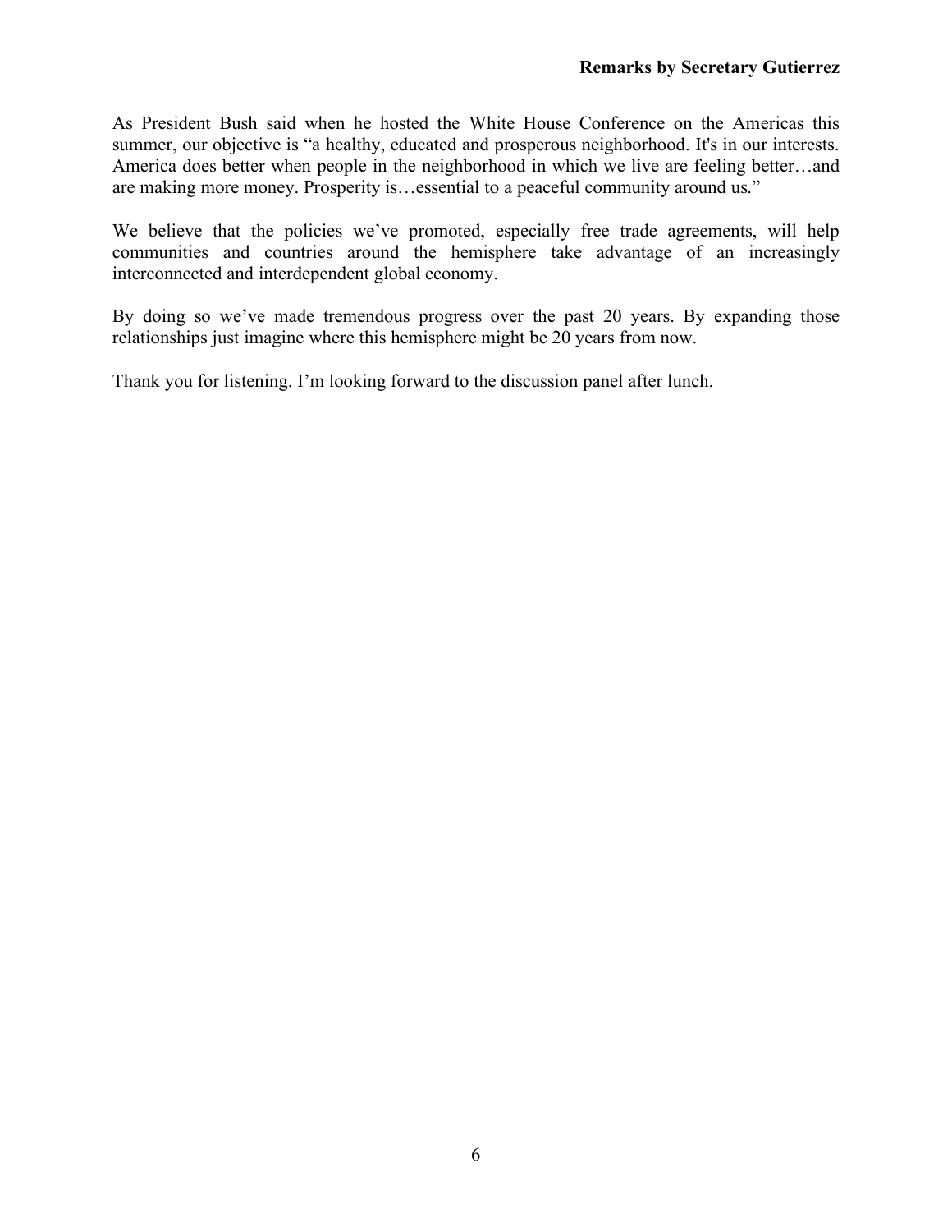As President Bush said when he hosted the White House Conference on the Americas this summer, our objective is “a healthy, educated and prosperous neighborhood. It's in our interests. America does better when people in the neighborhood in which we live are feeling better…and are making more money. Prosperity is…essential to a peaceful community around us.”

We believe that the policies we’ve promoted, especially free trade agreements, will help communities and countries around the hemisphere take advantage of an increasingly interconnected and interdependent global economy.

By doing so we’ve made tremendous progress over the past 20 years. By expanding those relationships just imagine where this hemisphere might be 20 years from now.

Thank you for listening. I’m looking forward to the discussion panel after lunch.